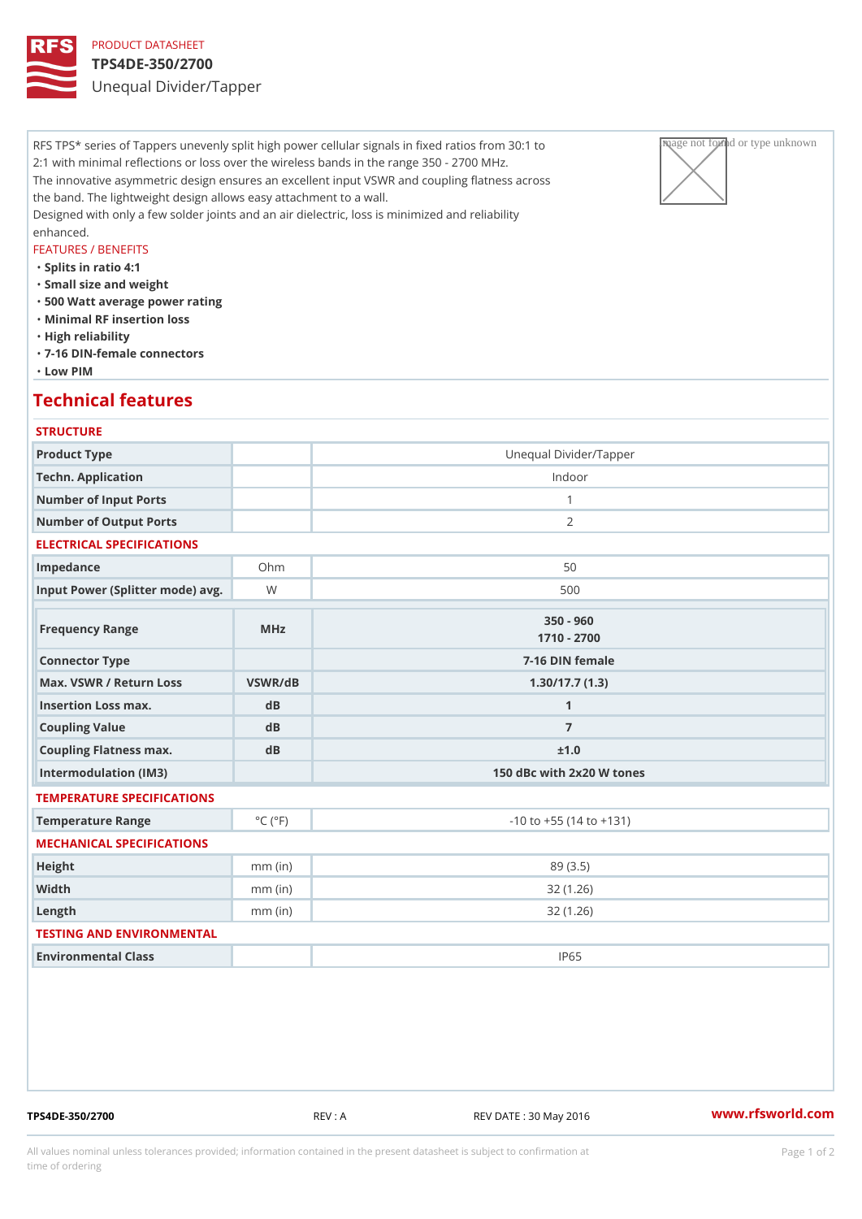PRODUCT DATASHEET

# TPS4DE-350/2700

Unequal Divider/Tapper

RFS TPS* series of Tappers unevenly split high power cellular signals in fixed ratios from 30:1 to 2:1 with minimal reflections or loss over the wireless bands in the range 350 - 2700 MHz.
The innovative asymmetric design ensures an excellent input VSWR and coupling flatness across the band. The lightweight design allows easy attachment to a wall.
Designed with only a few solder joints and an air dielectric, loss is minimized and reliability enhanced.

FEATURES / BENEFITS

- Splits in ratio 4:1
- Small size and weight
- 500 Watt average power rating
- Minimal RF insertion loss
- High reliability
- 7-16 DIN-female connectors
- Low PIM

## Technical features

### STRUCTURE

| | | |
|---|---|---|
| Product Type | | Unequal Divider/Tapper |
| Techn. Application | | Indoor |
| Number of Input Ports | | 1 |
| Number of Output Ports | | 2 |

### ELECTRICAL SPECIFICATIONS

| | | |
|---|---|---|
| Impedance | Ohm | 50 |
| Input Power (Splitter mode) avg. | W | 500 |
| Frequency Range | MHz | 350 - 960<br>1710 - 2700 |
| Connector Type | | 7-16 DIN female |
| Max. VSWR / Return Loss | VSWR/dB | 1.30/17.7 (1.3) |
| Insertion Loss max. | dB | 1 |
| Coupling Value | dB | 7 |
| Coupling Flatness max. | dB | ±1.0 |
| Intermodulation (IM3) | | 150 dBc with 2x20 W tones |

### TEMPERATURE SPECIFICATIONS

| | | |
|---|---|---|
| Temperature Range | °C (°F) | -10 to +55 (14 to +131) |

### MECHANICAL SPECIFICATIONS

| | | |
|---|---|---|
| Height | mm (in) | 89 (3.5) |
| Width | mm (in) | 32 (1.26) |
| Length | mm (in) | 32 (1.26) |

### TESTING AND ENVIRONMENTAL

| | | |
|---|---|---|
| Environmental Class | | IP65 |

TPS4DE-350/2700 REV : A REV DATE : 30 May 2016 www.rfsworld.com

All values nominal unless tolerances provided; information contained in the present datasheet is subject to confirmation at time of ordering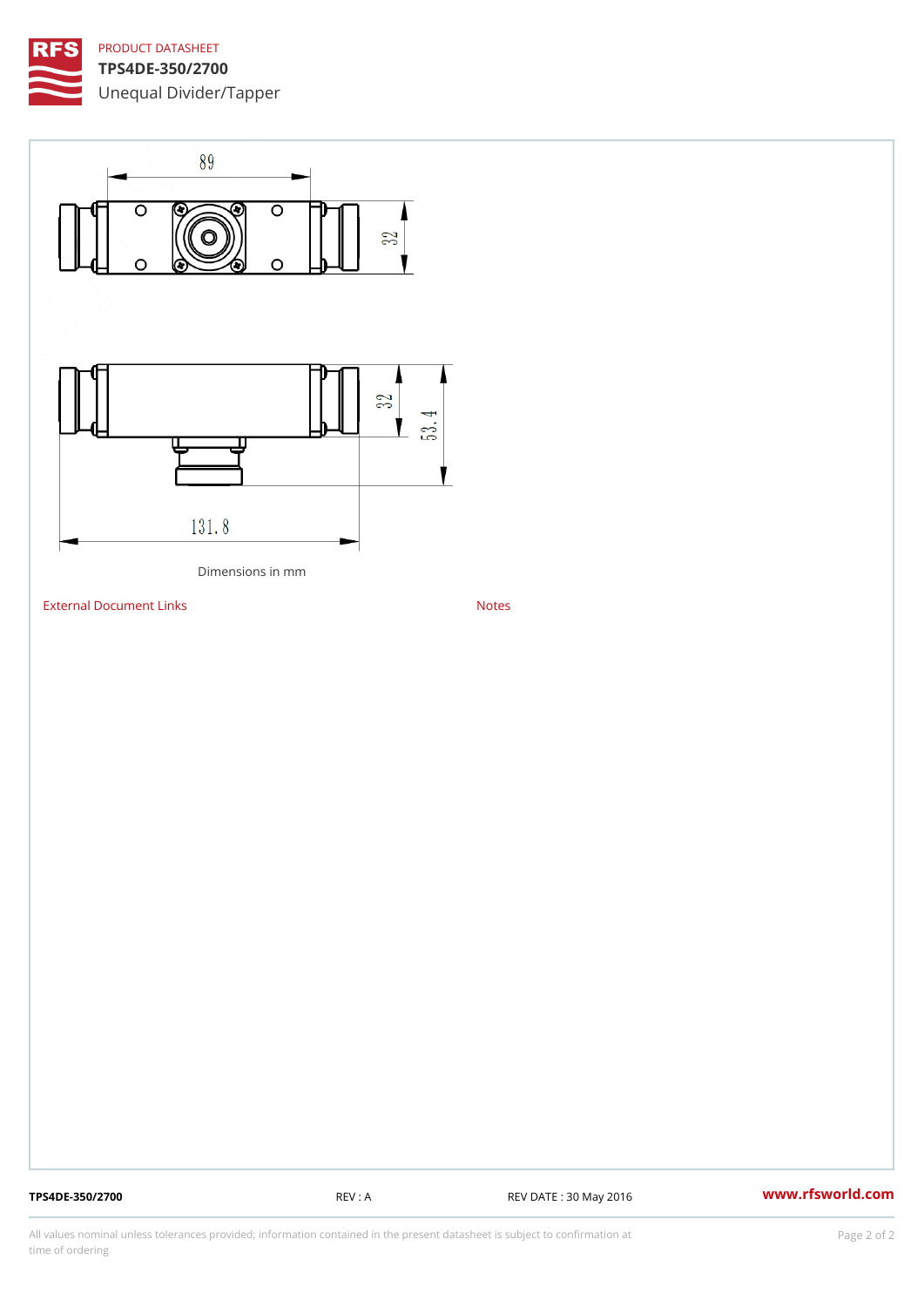PRODUCT DATASHEET

# TPS4DE-350/2700

Unequal Divider/Tapper

89

32

32

53.4

131.8

Dimensions in mm

External Document Links

Notes

TPS4DE-350/2700 REV : A REV DATE : 30 May 2016 www.rfsworld.com

All values nominal unless tolerances provided; information contained in the present datasheet is subject to confirmation at time of ordering